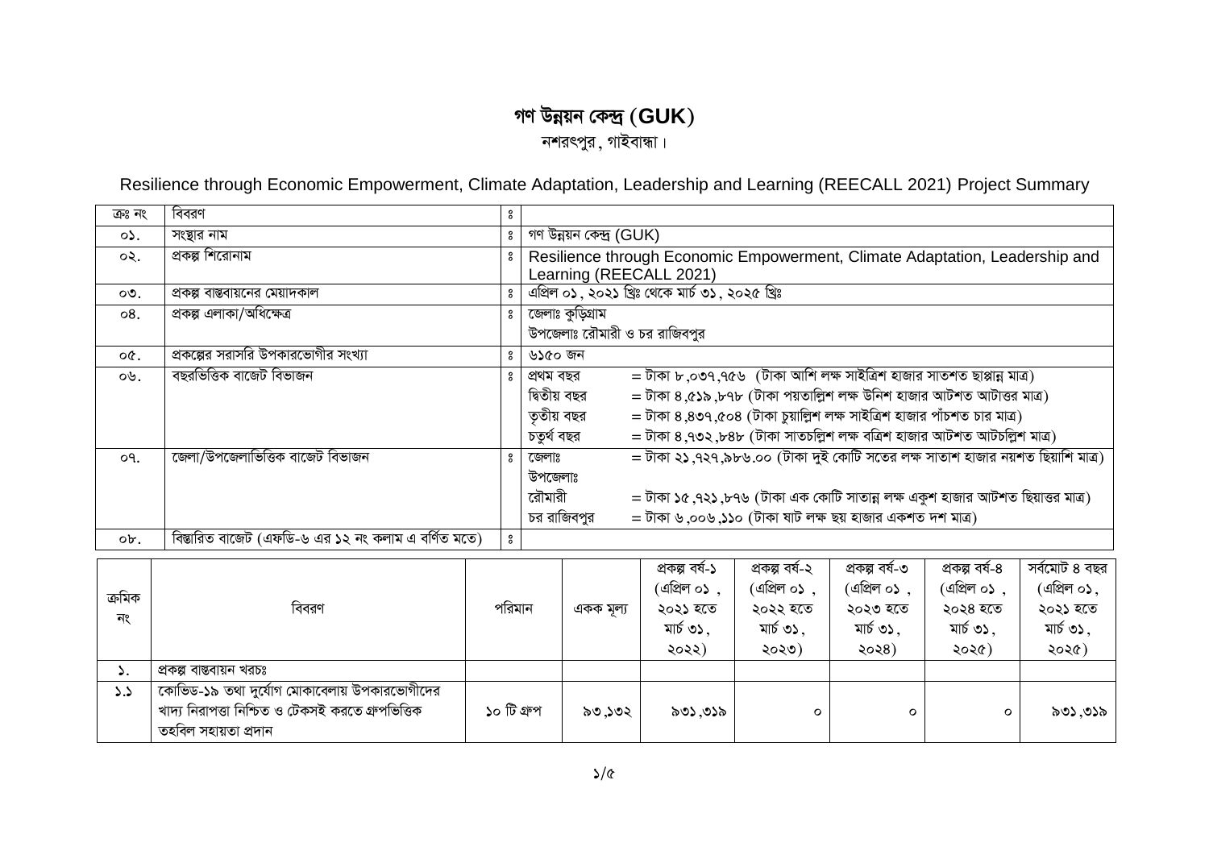# গণ উন্নয়ন কেন্দ্র (GUK)

নশরৎপুর, গাইবান্ধা।

## Resilience through Economic Empowerment, Climate Adaptation, Leadership and Learning (REECALL 2021) Project Summary

| ক্রঃ নং | বিবরণ | ঃ | |
|---|---|---|---|
| ০১. | সংস্থার নাম | ঃ | গণ উন্নয়ন কেন্দ্র (GUK) |
| ০২. | প্রকল্প শিরোনাম | ঃ | Resilience through Economic Empowerment, Climate Adaptation, Leadership and Learning (REECALL 2021) |
| ০৩. | প্রকল্প বাস্তবায়নের মেয়াদকাল | ঃ | এপ্রিল ০১, ২০২১ খ্রিঃ থেকে মার্চ ৩১, ২০২৫ খ্রিঃ |
| ০৪. | প্রকল্প এলাকা/অধিক্ষেত্র | ঃ | জেলাঃ কুড়িগ্রাম<br>উপজেলাঃ রৌমারী ও চর রাজিবপুর |
| ০৫. | প্রকল্পের সরাসরি উপকারভোগীর সংখ্যা | ঃ | ৬১৫০ জন |
| ০৬. | বছরভিত্তিক বাজেট বিভাজন | ঃ | প্রথম বছর = টাকা ৮,০৩৭,৭৫৬ (টাকা আশি লক্ষ সাইত্রিশ হাজার সাতশত ছাপ্পান্ন মাত্র)<br>দ্বিতীয় বছর = টাকা ৪,৫১৯,৮৭৮ (টাকা পয়তাল্লিশ লক্ষ উনিশ হাজার আটশত আটাত্তর মাত্র)<br>তৃতীয় বছর = টাকা ৪,৪৩৭,৫০৪ (টাকা চুয়াল্লিশ লক্ষ সাইত্রিশ হাজার পাঁচশত চার মাত্র)<br>চতুর্থ বছর = টাকা ৪,৭৩২,৮৪৮ (টাকা সাতচল্লিশ লক্ষ বত্রিশ হাজার আটশত আটচল্লিশ মাত্র) |
| ০৭. | জেলা/উপজেলাভিত্তিক বাজেট বিভাজন | ঃ | জেলাঃ = টাকা ২১,৭২৭,৯৮৬.০০ (টাকা দুই কোটি সতের লক্ষ সাতাশ হাজার নয়শত ছিয়াশি মাত্র)<br>উপজেলাঃ<br>রৌমারী = টাকা ১৫,৭২১,৮৭৬ (টাকা এক কোটি সাতান্ন লক্ষ একুশ হাজার আটশত ছিয়াত্তর মাত্র)<br>চর রাজিবপুর = টাকা ৬,০০৬,১১০ (টাকা ষাট লক্ষ ছয় হাজার একশত দশ মাত্র) |
| ০৮. | বিস্তারিত বাজেট (এফডি-৬ এর ১২ নং কলাম এ বর্ণিত মতে) | ঃ | |

| ক্রমিক নং | বিবরণ | পরিমান | একক মূল্য | প্রকল্প বর্ষ-১ (এপ্রিল ০১, ২০২১ হতে মার্চ ৩১, ২০২২) | প্রকল্প বর্ষ-২ (এপ্রিল ০১, ২০২২ হতে মার্চ ৩১, ২০২৩) | প্রকল্প বর্ষ-৩ (এপ্রিল ০১, ২০২৩ হতে মার্চ ৩১, ২০২৪) | প্রকল্প বর্ষ-৪ (এপ্রিল ০১, ২০২৪ হতে মার্চ ৩১, ২০২৫) | সর্বমোট ৪ বছর (এপ্রিল ০১, ২০২১ হতে মার্চ ৩১, ২০২৫) |
|---|---|---|---|---|---|---|---|---|
| ১. | প্রকল্প বাস্তবায়ন খরচঃ | | | | | | | |
| ১.১ | কোভিড-১৯ তথা দুর্যোগ মোকাবেলায় উপকারভোগীদের খাদ্য নিরাপত্তা নিশ্চিত ও টেকসই করতে গ্রুপভিত্তিক তহবিল সহায়তা প্রদান | ১০ টি গ্রুপ | ৯৩,১৩২ | ৯৩১,৩১৯ | ০ | ০ | ০ | ৯৩১,৩১৯ |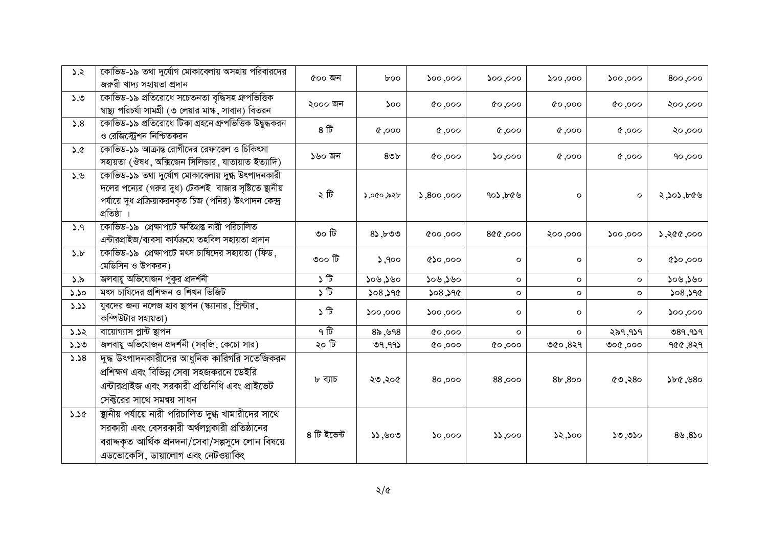| ১.২ | কোভিড-১৯ তথা দুর্যোগ মোকাবেলায় অসহায় পরিবারদের জরুরী খাদ্য সহায়তা প্রদান | ৫০০ জন | ৮০০ | ১০০,০০০ | ১০০,০০০ | ১০০,০০০ | ১০০,০০০ | ৪০০,০০০ |
|---|---|---|---|---|---|---|---|---|
| ১.৩ | কোভিড-১৯ প্রতিরোধে সচেতনতা বৃদ্ধিসহ গ্রুপভিত্তিক স্বাস্থ্য পরিচর্যা সামগ্রী (৩ লেয়ার মাক্স, সাবান) বিতরন | ২০০০ জন | ১০০ | ৫০,০০০ | ৫০,০০০ | ৫০,০০০ | ৫০,০০০ | ২০০,০০০ |
| ১.৪ | কোভিড-১৯ প্রতিরোধে টিকা গ্রহনে গ্রুপভিত্তিক উদ্বুদ্ধকরন ও রেজিস্ট্রেশন নিশ্চিতকরন | ৪ টি | ৫,০০০ | ৫,০০০ | ৫,০০০ | ৫,০০০ | ৫,০০০ | ২০,০০০ |
| ১.৫ | কোভিড-১৯ আক্রান্ত রোগীদের রেফারেল ও চিকিৎসা সহায়তা (ঔষধ, অক্সিজেন সিলিন্ডার, যাতায়াত ইত্যাদি) | ১৬০ জন | ৪৩৮ | ৫০,০০০ | ১০,০০০ | ৫,০০০ | ৫,০০০ | ৭০,০০০ |
| ১.৬ | কোভিড-১৯ তথা দুর্যোগ মোকাবেলায় দুগ্ধ উৎপাদনকারী দলের পন্যের (গরুর দুধ) টেকশই বাজার সৃষ্টিতে স্থানীয় পর্যায়ে দুধ প্রক্রিয়াকরনকৃত চিজ (পনির) উৎপাদন কেন্দ্র প্রতিষ্ঠা । | ২ টি | ১,০৫০,৯২৮ | ১,৪০০,০০০ | ৭০১,৮৫৬ | ০ | ০ | ২,১০১,৮৫৬ |
| ১.৭ | কোভিড-১৯ প্রেক্ষাপটে ক্ষতিগ্রস্ত নারী পরিচালিত এন্টারপ্রাইজ/ব্যবসা কার্যক্রমে তহবিল সহায়তা প্রদান | ৩০ টি | ৪১,৮৩৩ | ৫০০,০০০ | ৪৫৫,০০০ | ২০০,০০০ | ১০০,০০০ | ১,২৫৫,০০০ |
| ১.৮ | কোভিড-১৯ প্রেক্ষাপটে মৎস চাষিদের সহায়তা (ফিড, মেডিসিন ও উপকরন) | ৩০০ টি | ১,৭০০ | ৫১০,০০০ | ০ | ০ | ০ | ৫১০,০০০ |
| ১.৯ | জলবায়ু অভিযোজন পুকুর প্রদর্শনী | ১ টি | ১০৬,১৬০ | ১০৬,১৬০ | ০ | ০ | ০ | ১০৬,১৬০ |
| ১.১০ | মৎস চাষিদের প্রশিক্ষন ও শিখন ভিজিট | ১ টি | ১০৪,১৭৫ | ১০৪,১৭৫ | ০ | ০ | ০ | ১০৪,১৭৫ |
| ১.১১ | যুবদের জন্য নলেজ হাব স্থাপন (স্ক্যানার, প্রিন্টার, কম্পিউটার সহায়তা) | ১ টি | ১০০,০০০ | ১০০,০০০ | ০ | ০ | ০ | ১০০,০০০ |
| ১.১২ | বায়োগ্যাস প্লান্ট স্থাপন | ৭ টি | ৪৯,৬৭৪ | ৫০,০০০ | ০ | ০ | ২৯৭,৭১৭ | ৩৪৭,৭১৭ |
| ১.১৩ | জলবায়ু অভিযোজন প্রদর্শনী (সব্জি, কেচো সার) | ২০ টি | ৩৭,৭৭১ | ৫০,০০০ | ৫০,০০০ | ৩৫০,৪২৭ | ৩০৫,০০০ | ৭৫৫,৪২৭ |
| ১.১৪ | দুগ্ধ উৎপাদনকারীদের আধুনিক কারিগরি সতেজিকরন প্রশিক্ষণ এবং বিভিন্ন সেবা সহজকরনে ডেইরি এন্টারপ্রাইজ এবং সরকারী প্রতিনিধি এবং প্রাইভেট সেক্টরের সাথে সমন্বয় সাধন | ৮ ব্যাচ | ২৩,২০৫ | ৪০,০০০ | ৪৪,০০০ | ৪৮,৪০০ | ৫৩,২৪০ | ১৮৫,৬৪০ |
| ১.১৫ | স্থানীয় পর্যায়ে নারী পরিচালিত দুগ্ধ খামারীদের সাথে সরকারী এবং বেসরকারী অর্থলগ্নকারী প্রতিষ্ঠানের বরাদ্দকৃত আর্থিক প্রনদনা/সেবা/সল্পসুদে লোন বিষয়ে এডভোকেসি, ডায়ালোগ এবং নেটওয়াকিং | ৪ টি ইভেন্ট | ১১,৬০৩ | ১০,০০০ | ১১,০০০ | ১২,১০০ | ১৩,৩১০ | ৪৬,৪১০ |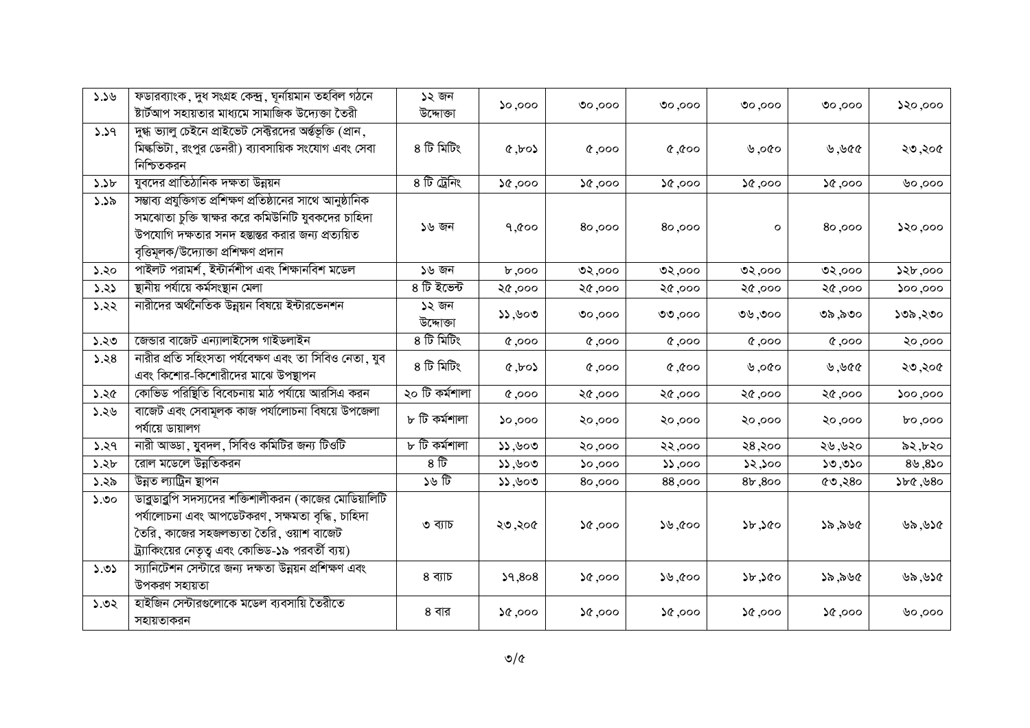| | | | | | | | | |
|---|---|---|---|---|---|---|---|---|
| ১.১৬ | ফডারব্যাংক, দুধ সংগ্রহ কেন্দ্র, ঘূর্নায়মান তহবিল গঠনে ষ্টার্টআপ সহায়তার মাধ্যমে সামাজিক উদ্যোক্তা তৈরী | ১২ জন উদ্দোক্তা | ১০,০০০ | ৩০,০০০ | ৩০,০০০ | ৩০,০০০ | ৩০,০০০ | ১২০,০০০ |
| ১.১৭ | দুগ্ধ ভ্যালু চেইনে প্রাইভেট সেক্টরদের অর্ন্তভূক্তি (প্রান, মিল্কভিটা, রংপুর ডেনরী) ব্যাবসায়িক সংযোগ এবং সেবা নিশ্চিতকরন | ৪ টি মিটিং | ৫,৮০১ | ৫,০০০ | ৫,৫০০ | ৬,০৫০ | ৬,৬৫৫ | ২৩,২০৫ |
| ১.১৮ | যুবদের প্রাতিষ্ঠানিক দক্ষতা উন্নয়ন | ৪ টি ট্রেনিং | ১৫,০০০ | ১৫,০০০ | ১৫,০০০ | ১৫,০০০ | ১৫,০০০ | ৬০,০০০ |
| ১.১৯ | সম্ভাব্য প্রযুক্তিগত প্রশিক্ষণ প্রতিষ্ঠানের সাথে আনুষ্ঠানিক সমঝোতা চুক্তি স্বাক্ষর করে কমিউনিটি যুবকদের চাহিদা উপযোগি দক্ষতার সনদ হস্তান্তর করার জন্য প্রত্যয়িত বৃত্তিমূলক/উদ্যোক্তা প্রশিক্ষণ প্রদান | ১৬ জন | ৭,৫০০ | ৪০,০০০ | ৪০,০০০ | ০ | ৪০,০০০ | ১২০,০০০ |
| ১.২০ | পাইলট পরামর্শ, ইন্টার্নশীপ এবং শিক্ষানবিশ মডেল | ১৬ জন | ৮,০০০ | ৩২,০০০ | ৩২,০০০ | ৩২,০০০ | ৩২,০০০ | ১২৮,০০০ |
| ১.২১ | স্থানীয় পর্যায়ে কর্মসংস্থান মেলা | ৪ টি ইভেন্ট | ২৫,০০০ | ২৫,০০০ | ২৫,০০০ | ২৫,০০০ | ২৫,০০০ | ১০০,০০০ |
| ১.২২ | নারীদের অর্থনৈতিক উন্নয়ন বিষয়ে ইন্টারভেনশন | ১২ জন উদ্দোক্তা | ১১,৬০৩ | ৩০,০০০ | ৩৩,০০০ | ৩৬,৩০০ | ৩৯,৯৩০ | ১৩৯,২৩০ |
| ১.২৩ | জেন্ডার বাজেট এন্যালাইসেস গাইডলাইন | ৪ টি মিটিং | ৫,০০০ | ৫,০০০ | ৫,০০০ | ৫,০০০ | ৫,০০০ | ২০,০০০ |
| ১.২৪ | নারীর প্রতি সহিংসতা পর্যবেক্ষণ এবং তা সিবিও নেতা, যুব এবং কিশোর-কিশোরীদের মাঝে উপস্থাপন | ৪ টি মিটিং | ৫,৮০১ | ৫,০০০ | ৫,৫০০ | ৬,০৫০ | ৬,৬৫৫ | ২৩,২০৫ |
| ১.২৫ | কোভিড পরিস্থিতি বিবেচনায় মাঠ পর্যায়ে আরসিএ করন | ২০ টি কর্মশালা | ৫,০০০ | ২৫,০০০ | ২৫,০০০ | ২৫,০০০ | ২৫,০০০ | ১০০,০০০ |
| ১.২৬ | বাজেট এবং সেবামূলক কাজ পর্যালোচনা বিষয়ে উপজেলা পর্যায়ে ডায়ালগ | ৮ টি কর্মশালা | ১০,০০০ | ২০,০০০ | ২০,০০০ | ২০,০০০ | ২০,০০০ | ৮০,০০০ |
| ১.২৭ | নারী আড্ডা, যুবদল, সিবিও কমিটির জন্য টিওটি | ৮ টি কর্মশালা | ১১,৬০৩ | ২০,০০০ | ২২,০০০ | ২৪,২০০ | ২৬,৬২০ | ৯২,৮২০ |
| ১.২৮ | রোল মডেলে উন্নতিকরন | ৪ টি | ১১,৬০৩ | ১০,০০০ | ১১,০০০ | ১২,১০০ | ১৩,৩১০ | ৪৬,৪১০ |
| ১.২৯ | উন্নত ল্যাট্রিন স্থাপন | ১৬ টি | ১১,৬০৩ | ৪০,০০০ | ৪৪,০০০ | ৪৮,৪০০ | ৫৩,২৪০ | ১৮৫,৬৪০ |
| ১.৩০ | ডাব্লুডাব্লুপি সদস্যদের শক্তিশালীকরন (কাজের মোডিয়ালিটি পর্যালোচনা এবং আপডেটকরণ, সক্ষমতা বৃদ্ধি, চাহিদা তৈরি, কাজের সহজলভ্যতা তৈরি, ওয়াশ বাজেট ট্র্যাকিংয়ের নেতৃত্ব এবং কোভিড-১৯ পরবর্তী ব্যয়) | ৩ ব্যাচ | ২৩,২০৫ | ১৫,০০০ | ১৬,৫০০ | ১৮,১৫০ | ১৯,৯৬৫ | ৬৯,৬১৫ |
| ১.৩১ | স্যানিটেশন সেন্টারে জন্য দক্ষতা উন্নয়ন প্রশিক্ষণ এবং উপকরণ সহায়তা | ৪ ব্যাচ | ১৭,৪০৪ | ১৫,০০০ | ১৬,৫০০ | ১৮,১৫০ | ১৯,৯৬৫ | ৬৯,৬১৫ |
| ১.৩২ | হাইজিন সেন্টারগুলোকে মডেল ব্যবসায়ি তৈরীতে সহায়তাকরন | ৪ বার | ১৫,০০০ | ১৫,০০০ | ১৫,০০০ | ১৫,০০০ | ১৫,০০০ | ৬০,০০০ |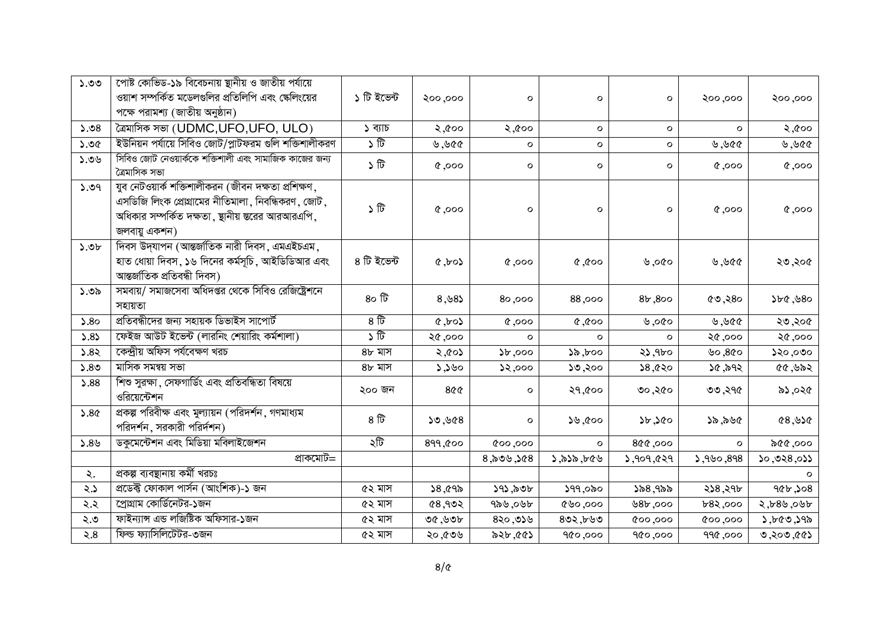| | | | | | | | | |
|---|---|---|---|---|---|---|---|---|
| ১.৩৩ | পোষ্ট কোভিড-১৯ বিবেচনায় স্থানীয় ও জাতীয় পর্যায়ে ওয়াশ সম্পর্কিত মডেলগুলির প্রতিলিপি এবং স্কেলিংয়ের পক্ষে পরামশ্য (জাতীয় অনুষ্ঠান) | ১ টি ইভেন্ট | ২০০,০০০ | ০ | ০ | ০ | ২০০,০০০ | ২০০,০০০ |
| ১.৩৪ | ত্রৈমাসিক সভা (UDMC,UFO,UFO, ULO) | ১ ব্যাচ | ২,৫০০ | ২,৫০০ | ০ | ০ | ০ | ২,৫০০ |
| ১.৩৫ | ইউনিয়ন পর্যায়ে সিবিও জোট/প্লাটফরম গুলি শক্তিশালীকরণ | ১ টি | ৬,৬৫৫ | ০ | ০ | ০ | ৬,৬৫৫ | ৬,৬৫৫ |
| ১.৩৬ | সিবিও জোট নেওয়ার্ককে শক্তিশালী এবং সামাজিক কাজের জন্য ত্রৈমাসিক সভা | ১ টি | ৫,০০০ | ০ | ০ | ০ | ৫,০০০ | ৫,০০০ |
| ১.৩৭ | যুব নেটওয়ার্ক শক্তিশালীকরন (জীবন দক্ষতা প্রশিক্ষণ, এসডিজি লিংক প্রোগ্রামের নীতিমালা, নিবন্ধিকরণ, জোট, অধিকার সম্পর্কিত দক্ষতা, স্থানীয় স্তরের আরআরএপি, জলবায়ু একশন) | ১ টি | ৫,০০০ | ০ | ০ | ০ | ৫,০০০ | ৫,০০০ |
| ১.৩৮ | দিবস উদ্‌যাপন (আন্তর্জাতিক নারী দিবস, এমএইচএম, হাত ধোয়া দিবস, ১৬ দিনের কর্মসূচি, আইডিডিআর এবং আন্তর্জাতিক প্রতিবন্ধী দিবস) | ৪ টি ইভেন্ট | ৫,৮০১ | ৫,০০০ | ৫,৫০০ | ৬,০৫০ | ৬,৬৫৫ | ২৩,২০৫ |
| ১.৩৯ | সমবায়/ সমাজসেবা অধিদপ্তর থেকে সিবিও রেজিষ্ট্রেশনে সহায়তা | ৪০ টি | ৪,৬৪১ | ৪০,০০০ | ৪৪,০০০ | ৪৮,৪০০ | ৫৩,২৪০ | ১৮৫,৬৪০ |
| ১.৪০ | প্রতিবন্ধীদের জন্য সহায়ক ডিভাইস সাপোর্ট | ৪ টি | ৫,৮০১ | ৫,০০০ | ৫,৫০০ | ৬,০৫০ | ৬,৬৫৫ | ২৩,২০৫ |
| ১.৪১ | ফেইজ আউট ইভেন্ট (লারনিং শেয়ারিং কর্মশালা) | ১ টি | ২৫,০০০ | ০ | ০ | ০ | ২৫,০০০ | ২৫,০০০ |
| ১.৪২ | কেন্দ্রীয় অফিস পর্যবেক্ষণ খরচ | ৪৮ মাস | ২,৫০১ | ১৮,০০০ | ১৯,৮০০ | ২১,৭৮০ | ৬০,৪৫০ | ১২০,০৩০ |
| ১.৪৩ | মাসিক সমন্বয় সভা | ৪৮ মাস | ১,১৬০ | ১২,০০০ | ১৩,২০০ | ১৪,৫২০ | ১৫,৯৭২ | ৫৫,৬৯২ |
| ১.৪৪ | শিশু সুরক্ষা, সেফগার্ডিং এবং প্রতিবন্ধিতা বিষয়ে ওরিয়েন্টেশন | ২০০ জন | ৪৫৫ | ০ | ২৭,৫০০ | ৩০,২৫০ | ৩৩,২৭৫ | ৯১,০২৫ |
| ১.৪৫ | প্রকল্প পরিবীক্ষ এবং মুল্যায়ন (পরিদর্শন, গণমাধ্যম পরিদর্শন, সরকারী পরির্দশন) | ৪ টি | ১৩,৬৫৪ | ০ | ১৬,৫০০ | ১৮,১৫০ | ১৯,৯৬৫ | ৫৪,৬১৫ |
| ১.৪৬ | ডকুমেন্টেশন এবং মিডিয়া মবিলাইজেশন | ২টি | ৪৭৭,৫০০ | ৫০০,০০০ | ০ | ৪৫৫,০০০ | ০ | ৯৫৫,০০০ |
| | প্রাকমোট= | | | ৪,৯৩৬,১৫৪ | ১,৯১৯,৮৫৬ | ১,৭০৭,৫২৭ | ১,৭৬০,৪৭৪ | ১০,৩২৪,০১১ |
| ২. | প্রকল্প ব্যবস্থানায় কর্মী খরচঃ | | | | | | | ০ |
| ২.১ | প্রডেক্ট ফোকাল পার্সন (আংশিক)-১ জন | ৫২ মাস | ১৪,৫৭৯ | ১৭১,৯৩৮ | ১৭৭,০৯০ | ১৯৪,৭৯৯ | ২১৪,২৭৮ | ৭৫৮,১০৪ |
| ২.২ | প্রোগ্রাম কোর্ডিনেটর-১জন | ৫২ মাস | ৫৪,৭৩২ | ৭৯৬,০৬৮ | ৫৬০,০০০ | ৬৪৮,০০০ | ৮৪২,০০০ | ২,৮৪৬,০৬৮ |
| ২.৩ | ফাইন্যান্স এন্ড লজিষ্টিক অফিসার-১জন | ৫২ মাস | ৩৫,৬৩৮ | ৪২০,৩১৬ | ৪৩২,৮৬৩ | ৫০০,০০০ | ৫০০,০০০ | ১,৮৫৩,১৭৯ |
| ২.৪ | ফিল্ড ফ্যাসিলিটেটর-৩জন | ৫২ মাস | ২০,৫৩৬ | ৯২৮,৫৫১ | ৭৫০,০০০ | ৭৫০,০০০ | ৭৭৫,০০০ | ৩,২০৩,৫৫১ |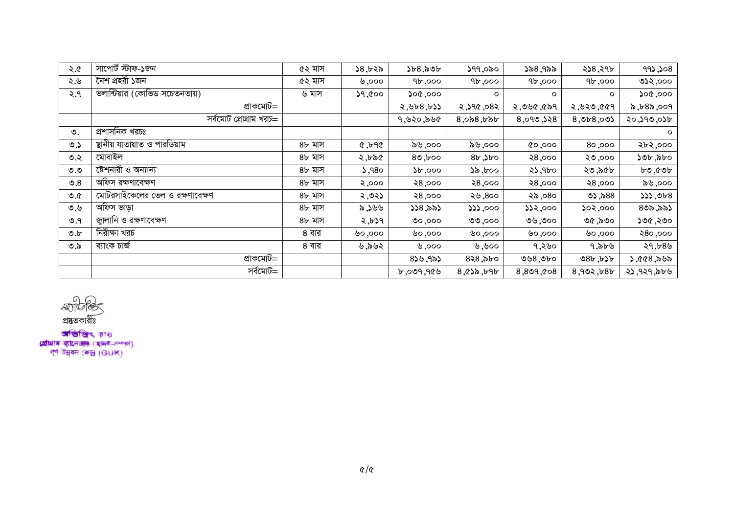| | | | | | | | | |
|---|---|---|---|---|---|---|---|---|
| ২.৫ | সাপোর্ট স্টাফ-১জন | ৫২ মাস | ১৪,৮২৯ | ১৮৪,৯৩৮ | ১৭৭,০৯০ | ১৯৪,৭৯৯ | ২১৪,২৭৮ | ৭৭১,১০৪ |
| ২.৬ | নৈশ প্রহরী ১জন | ৫২ মাস | ৬,০০০ | ৭৮,০০০ | ৭৮,০০০ | ৭৮,০০০ | ৭৮,০০০ | ৩১২,০০০ |
| ২.৭ | ভলান্টিয়ার (কোভিড সচেতনতায়) | ৬ মাস | ১৭,৫০০ | ১০৫,০০০ | ০ | ০ | ০ | ১০৫,০০০ |
| | প্রাকমোট= | | | ২,৬৮৪,৮১১ | ২,১৭৫,০৪২ | ২,৩৬৫,৫৯৭ | ২,৬২৩,৫৫৭ | ৯,৮৪৯,০০৭ |
| | সর্বমোট প্রোগ্রাম খরচ= | | | ৭,৬২০,৯৬৫ | ৪,০৯৪,৮৯৮ | ৪,০৭৩,১২৪ | ৪,৩৮৪,০৩১ | ২০,১৭৩,০১৮ |
| ৩. | প্রশাসনিক খরচঃ | | | | | | | ০ |
| ৩.১ | স্থানীয় যাতায়াত ও পারডিয়াম | ৪৮ মাস | ৫,৮৭৫ | ৯৬,০০০ | ৯৬,০০০ | ৫০,০০০ | ৪০,০০০ | ২৮২,০০০ |
| ৩.২ | মোবাইল | ৪৮ মাস | ২,৮৯৫ | ৪৩,৮০০ | ৪৮,১৮০ | ২৪,০০০ | ২৩,০০০ | ১৩৮,৯৮০ |
| ৩.৩ | ষ্টেশনারী ও অন্যান্য | ৪৮ মাস | ১,৭৪০ | ১৮,০০০ | ১৯,৮০০ | ২১,৭৮০ | ২৩,৯৫৮ | ৮৩,৫৩৮ |
| ৩.৪ | অফিস রক্ষণাবেক্ষণ | ৪৮ মাস | ২,০০০ | ২৪,০০০ | ২৪,০০০ | ২৪,০০০ | ২৪,০০০ | ৯৬,০০০ |
| ৩.৫ | মোটরসাইকেলের তেল ও রক্ষণাবেক্ষণ | ৪৮ মাস | ২,৩২১ | ২৪,০০০ | ২৬,৪০০ | ২৯,০৪০ | ৩১,৯৪৪ | ১১১,৩৮৪ |
| ৩.৬ | অফিস ভাড়া | ৪৮ মাস | ৯,১৬৬ | ১১৪,৯৯১ | ১১১,০০০ | ১১২,০০০ | ১০২,০০০ | ৪৩৯,৯৯১ |
| ৩.৭ | জ্বালানি ও রক্ষণাবেক্ষণ | ৪৮ মাস | ২,৮১৭ | ৩০,০০০ | ৩৩,০০০ | ৩৬,৩০০ | ৩৫,৯৩০ | ১৩৫,২৩০ |
| ৩.৮ | নিরীক্ষা খরচ | ৪ বার | ৬০,০০০ | ৬০,০০০ | ৬০,০০০ | ৬০,০০০ | ৬০,০০০ | ২৪০,০০০ |
| ৩.৯ | ব্যাংক চার্জ | ৪ বার | ৬,৯৬২ | ৬,০০০ | ৬,৬০০ | ৭,২৬০ | ৭,৯৮৬ | ২৭,৮৪৬ |
| | প্রাকমোট= | | | ৪১৬,৭৯১ | ৪২৪,৯৮০ | ৩৬৪,৩৮০ | ৩৪৮,৮১৮ | ১,৫৫৪,৯৬৯ |
| | সর্বমোট= | | | ৮,০৩৭,৭৫৬ | ৪,৫১৯,৮৭৮ | ৪,৪৩৭,৫০৪ | ৪,৭৩২,৮৪৮ | ২১,৭২৭,৯৮৬ |

প্রস্তুতকারীঃ

অভিজিৎ রায়
প্রোগ্রাম ম্যানেজার (মানব-সম্পদ)
গণ উন্নয়ন কেন্দ্র (GUK)